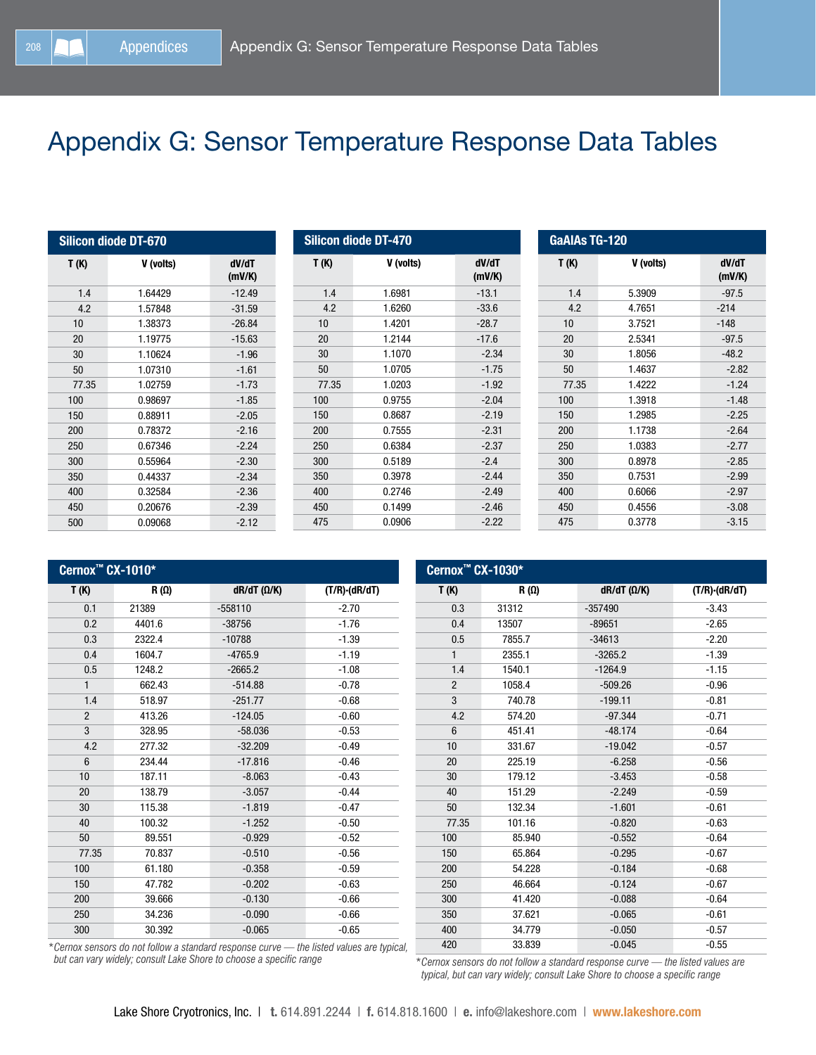# Appendix G: Sensor Temperature Response Data Tables

**Silicon diode DT-670**

| T (K) | V (volts) | dV/dT (mV/K) |
|---|---|---|
| 1.4 | 1.64429 | -12.49 |
| 4.2 | 1.57848 | -31.59 |
| 10 | 1.38373 | -26.84 |
| 20 | 1.19775 | -15.63 |
| 30 | 1.10624 | -1.96 |
| 50 | 1.07310 | -1.61 |
| 77.35 | 1.02759 | -1.73 |
| 100 | 0.98697 | -1.85 |
| 150 | 0.88911 | -2.05 |
| 200 | 0.78372 | -2.16 |
| 250 | 0.67346 | -2.24 |
| 300 | 0.55964 | -2.30 |
| 350 | 0.44337 | -2.34 |
| 400 | 0.32584 | -2.36 |
| 450 | 0.20676 | -2.39 |
| 500 | 0.09068 | -2.12 |

**Silicon diode DT-470**

| T (K) | V (volts) | dV/dT (mV/K) |
|---|---|---|
| 1.4 | 1.6981 | -13.1 |
| 4.2 | 1.6260 | -33.6 |
| 10 | 1.4201 | -28.7 |
| 20 | 1.2144 | -17.6 |
| 30 | 1.1070 | -2.34 |
| 50 | 1.0705 | -1.75 |
| 77.35 | 1.0203 | -1.92 |
| 100 | 0.9755 | -2.04 |
| 150 | 0.8687 | -2.19 |
| 200 | 0.7555 | -2.31 |
| 250 | 0.6384 | -2.37 |
| 300 | 0.5189 | -2.4 |
| 350 | 0.3978 | -2.44 |
| 400 | 0.2746 | -2.49 |
| 450 | 0.1499 | -2.46 |
| 475 | 0.0906 | -2.22 |

**GaAlAs TG-120**

| T (K) | V (volts) | dV/dT (mV/K) |
|---|---|---|
| 1.4 | 5.3909 | -97.5 |
| 4.2 | 4.7651 | -214 |
| 10 | 3.7521 | -148 |
| 20 | 2.5341 | -97.5 |
| 30 | 1.8056 | -48.2 |
| 50 | 1.4637 | -2.82 |
| 77.35 | 1.4222 | -1.24 |
| 100 | 1.3918 | -1.48 |
| 150 | 1.2985 | -2.25 |
| 200 | 1.1738 | -2.64 |
| 250 | 1.0383 | -2.77 |
| 300 | 0.8978 | -2.85 |
| 350 | 0.7531 | -2.99 |
| 400 | 0.6066 | -2.97 |
| 450 | 0.4556 | -3.08 |
| 475 | 0.3778 | -3.15 |

**Cernox™ CX-1010***

| T (K) | R (Ω) | dR/dT (Ω/K) | (T/R)·(dR/dT) |
|---|---|---|---|
| 0.1 | 21389 | -558110 | -2.70 |
| 0.2 | 4401.6 | -38756 | -1.76 |
| 0.3 | 2322.4 | -10788 | -1.39 |
| 0.4 | 1604.7 | -4765.9 | -1.19 |
| 0.5 | 1248.2 | -2665.2 | -1.08 |
| 1 | 662.43 | -514.88 | -0.78 |
| 1.4 | 518.97 | -251.77 | -0.68 |
| 2 | 413.26 | -124.05 | -0.60 |
| 3 | 328.95 | -58.036 | -0.53 |
| 4.2 | 277.32 | -32.209 | -0.49 |
| 6 | 234.44 | -17.816 | -0.46 |
| 10 | 187.11 | -8.063 | -0.43 |
| 20 | 138.79 | -3.057 | -0.44 |
| 30 | 115.38 | -1.819 | -0.47 |
| 40 | 100.32 | -1.252 | -0.50 |
| 50 | 89.551 | -0.929 | -0.52 |
| 77.35 | 70.837 | -0.510 | -0.56 |
| 100 | 61.180 | -0.358 | -0.59 |
| 150 | 47.782 | -0.202 | -0.63 |
| 200 | 39.666 | -0.130 | -0.66 |
| 250 | 34.236 | -0.090 | -0.66 |
| 300 | 30.392 | -0.065 | -0.65 |

*Cernox sensors do not follow a standard response curve — the listed values are typical, but can vary widely; consult Lake Shore to choose a specific range*

**Cernox™ CX-1030***

| T (K) | R (Ω) | dR/dT (Ω/K) | (T/R)·(dR/dT) |
|---|---|---|---|
| 0.3 | 31312 | -357490 | -3.43 |
| 0.4 | 13507 | -89651 | -2.65 |
| 0.5 | 7855.7 | -34613 | -2.20 |
| 1 | 2355.1 | -3265.2 | -1.39 |
| 1.4 | 1540.1 | -1264.9 | -1.15 |
| 2 | 1058.4 | -509.26 | -0.96 |
| 3 | 740.78 | -199.11 | -0.81 |
| 4.2 | 574.20 | -97.344 | -0.71 |
| 6 | 451.41 | -48.174 | -0.64 |
| 10 | 331.67 | -19.042 | -0.57 |
| 20 | 225.19 | -6.258 | -0.56 |
| 30 | 179.12 | -3.453 | -0.58 |
| 40 | 151.29 | -2.249 | -0.59 |
| 50 | 132.34 | -1.601 | -0.61 |
| 77.35 | 101.16 | -0.820 | -0.63 |
| 100 | 85.940 | -0.552 | -0.64 |
| 150 | 65.864 | -0.295 | -0.67 |
| 200 | 54.228 | -0.184 | -0.68 |
| 250 | 46.664 | -0.124 | -0.67 |
| 300 | 41.420 | -0.088 | -0.64 |
| 350 | 37.621 | -0.065 | -0.61 |
| 400 | 34.779 | -0.050 | -0.57 |
| 420 | 33.839 | -0.045 | -0.55 |

*Cernox sensors do not follow a standard response curve — the listed values are typical, but can vary widely; consult Lake Shore to choose a specific range*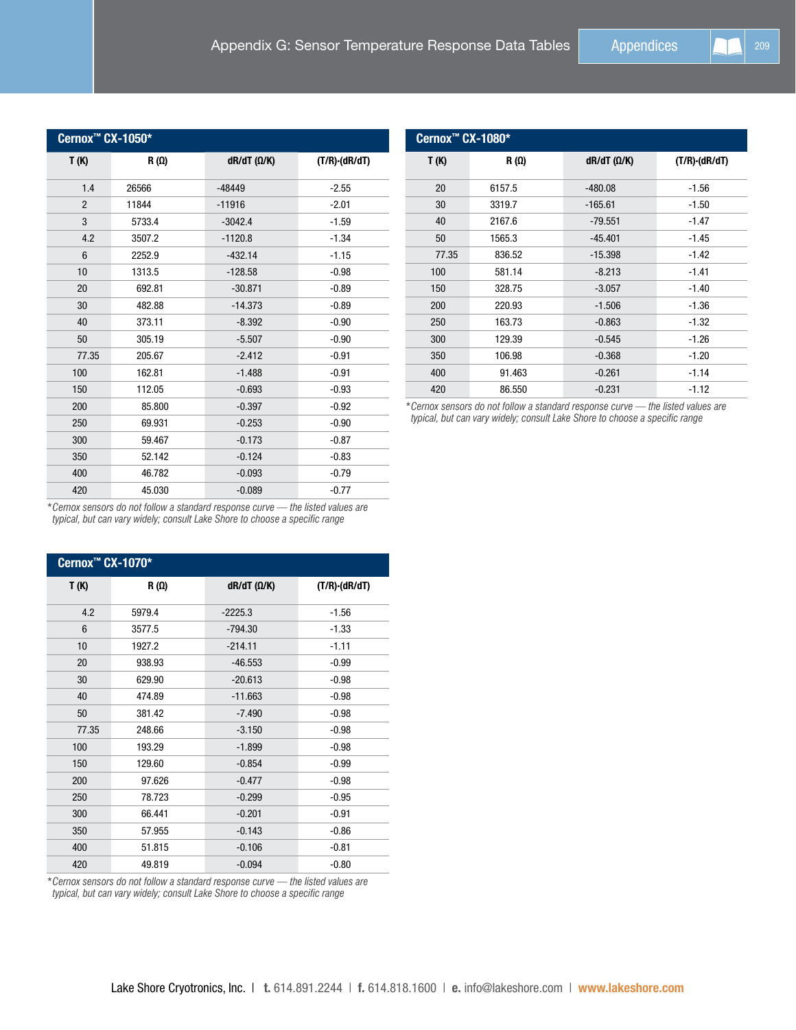## Cernox™ CX-1050*

| T (K) | R (Ω) | dR/dT (Ω/K) | (T/R)·(dR/dT) |
|---|---|---|---|
| 1.4 | 26566 | -48449 | -2.55 |
| 2 | 11844 | -11916 | -2.01 |
| 3 | 5733.4 | -3042.4 | -1.59 |
| 4.2 | 3507.2 | -1120.8 | -1.34 |
| 6 | 2252.9 | -432.14 | -1.15 |
| 10 | 1313.5 | -128.58 | -0.98 |
| 20 | 692.81 | -30.871 | -0.89 |
| 30 | 482.88 | -14.373 | -0.89 |
| 40 | 373.11 | -8.392 | -0.90 |
| 50 | 305.19 | -5.507 | -0.90 |
| 77.35 | 205.67 | -2.412 | -0.91 |
| 100 | 162.81 | -1.488 | -0.91 |
| 150 | 112.05 | -0.693 | -0.93 |
| 200 | 85.800 | -0.397 | -0.92 |
| 250 | 69.931 | -0.253 | -0.90 |
| 300 | 59.467 | -0.173 | -0.87 |
| 350 | 52.142 | -0.124 | -0.83 |
| 400 | 46.782 | -0.093 | -0.79 |
| 420 | 45.030 | -0.089 | -0.77 |

*\*Cernox sensors do not follow a standard response curve — the listed values are typical, but can vary widely; consult Lake Shore to choose a specific range*

## Cernox™ CX-1070*

| T (K) | R (Ω) | dR/dT (Ω/K) | (T/R)·(dR/dT) |
|---|---|---|---|
| 4.2 | 5979.4 | -2225.3 | -1.56 |
| 6 | 3577.5 | -794.30 | -1.33 |
| 10 | 1927.2 | -214.11 | -1.11 |
| 20 | 938.93 | -46.553 | -0.99 |
| 30 | 629.90 | -20.613 | -0.98 |
| 40 | 474.89 | -11.663 | -0.98 |
| 50 | 381.42 | -7.490 | -0.98 |
| 77.35 | 248.66 | -3.150 | -0.98 |
| 100 | 193.29 | -1.899 | -0.98 |
| 150 | 129.60 | -0.854 | -0.99 |
| 200 | 97.626 | -0.477 | -0.98 |
| 250 | 78.723 | -0.299 | -0.95 |
| 300 | 66.441 | -0.201 | -0.91 |
| 350 | 57.955 | -0.143 | -0.86 |
| 400 | 51.815 | -0.106 | -0.81 |
| 420 | 49.819 | -0.094 | -0.80 |

*\*Cernox sensors do not follow a standard response curve — the listed values are typical, but can vary widely; consult Lake Shore to choose a specific range*

## Cernox™ CX-1080*

| T (K) | R (Ω) | dR/dT (Ω/K) | (T/R)·(dR/dT) |
|---|---|---|---|
| 20 | 6157.5 | -480.08 | -1.56 |
| 30 | 3319.7 | -165.61 | -1.50 |
| 40 | 2167.6 | -79.551 | -1.47 |
| 50 | 1565.3 | -45.401 | -1.45 |
| 77.35 | 836.52 | -15.398 | -1.42 |
| 100 | 581.14 | -8.213 | -1.41 |
| 150 | 328.75 | -3.057 | -1.40 |
| 200 | 220.93 | -1.506 | -1.36 |
| 250 | 163.73 | -0.863 | -1.32 |
| 300 | 129.39 | -0.545 | -1.26 |
| 350 | 106.98 | -0.368 | -1.20 |
| 400 | 91.463 | -0.261 | -1.14 |
| 420 | 86.550 | -0.231 | -1.12 |

*\*Cernox sensors do not follow a standard response curve — the listed values are typical, but can vary widely; consult Lake Shore to choose a specific range*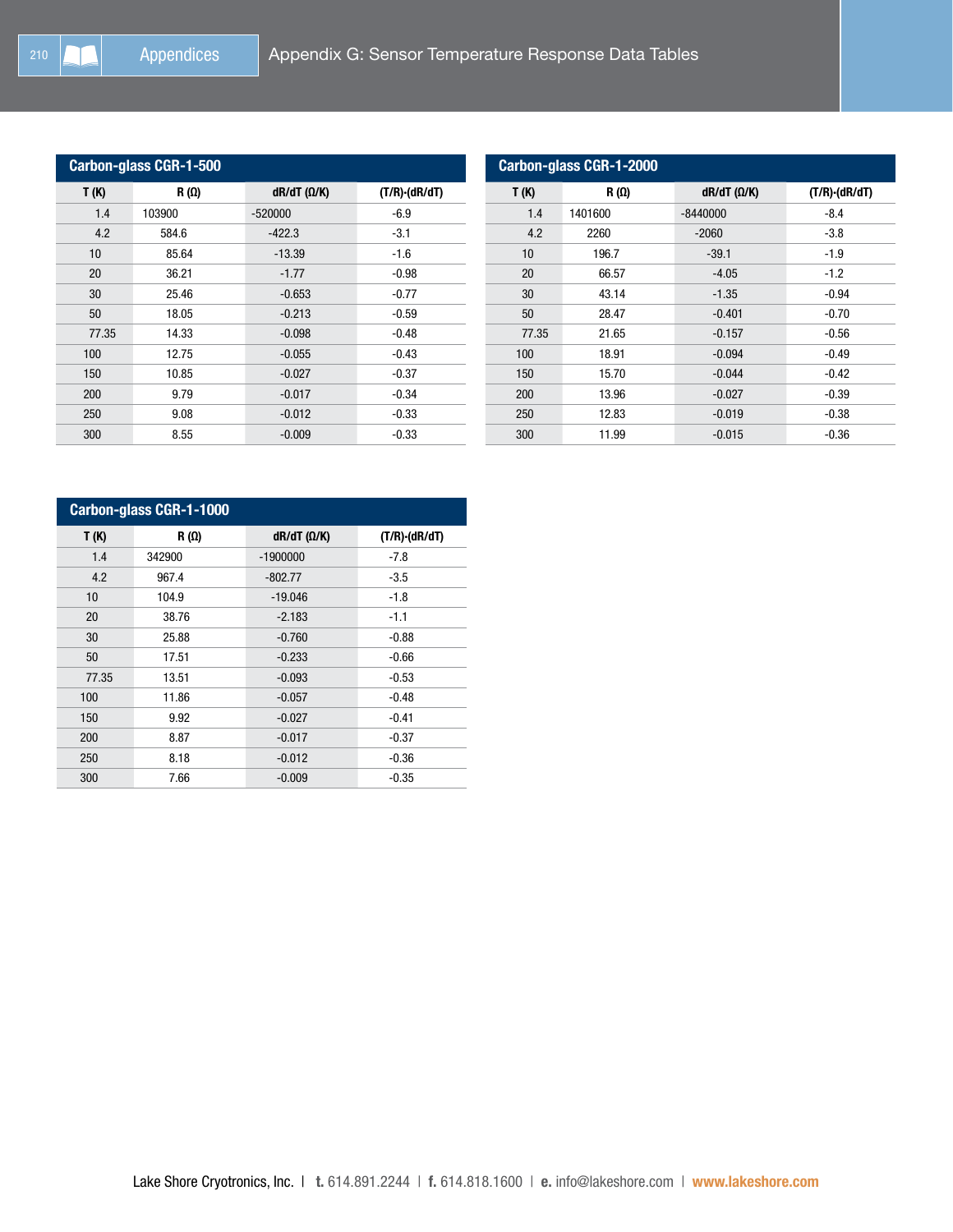## Carbon-glass CGR-1-500

| T (K) | R (Ω) | dR/dT (Ω/K) | (T/R)·(dR/dT) |
|---|---|---|---|
| 1.4 | 103900 | -520000 | -6.9 |
| 4.2 | 584.6 | -422.3 | -3.1 |
| 10 | 85.64 | -13.39 | -1.6 |
| 20 | 36.21 | -1.77 | -0.98 |
| 30 | 25.46 | -0.653 | -0.77 |
| 50 | 18.05 | -0.213 | -0.59 |
| 77.35 | 14.33 | -0.098 | -0.48 |
| 100 | 12.75 | -0.055 | -0.43 |
| 150 | 10.85 | -0.027 | -0.37 |
| 200 | 9.79 | -0.017 | -0.34 |
| 250 | 9.08 | -0.012 | -0.33 |
| 300 | 8.55 | -0.009 | -0.33 |

## Carbon-glass CGR-1-2000

| T (K) | R (Ω) | dR/dT (Ω/K) | (T/R)·(dR/dT) |
|---|---|---|---|
| 1.4 | 1401600 | -8440000 | -8.4 |
| 4.2 | 2260 | -2060 | -3.8 |
| 10 | 196.7 | -39.1 | -1.9 |
| 20 | 66.57 | -4.05 | -1.2 |
| 30 | 43.14 | -1.35 | -0.94 |
| 50 | 28.47 | -0.401 | -0.70 |
| 77.35 | 21.65 | -0.157 | -0.56 |
| 100 | 18.91 | -0.094 | -0.49 |
| 150 | 15.70 | -0.044 | -0.42 |
| 200 | 13.96 | -0.027 | -0.39 |
| 250 | 12.83 | -0.019 | -0.38 |
| 300 | 11.99 | -0.015 | -0.36 |

## Carbon-glass CGR-1-1000

| T (K) | R (Ω) | dR/dT (Ω/K) | (T/R)·(dR/dT) |
|---|---|---|---|
| 1.4 | 342900 | -1900000 | -7.8 |
| 4.2 | 967.4 | -802.77 | -3.5 |
| 10 | 104.9 | -19.046 | -1.8 |
| 20 | 38.76 | -2.183 | -1.1 |
| 30 | 25.88 | -0.760 | -0.88 |
| 50 | 17.51 | -0.233 | -0.66 |
| 77.35 | 13.51 | -0.093 | -0.53 |
| 100 | 11.86 | -0.057 | -0.48 |
| 150 | 9.92 | -0.027 | -0.41 |
| 200 | 8.87 | -0.017 | -0.37 |
| 250 | 8.18 | -0.012 | -0.36 |
| 300 | 7.66 | -0.009 | -0.35 |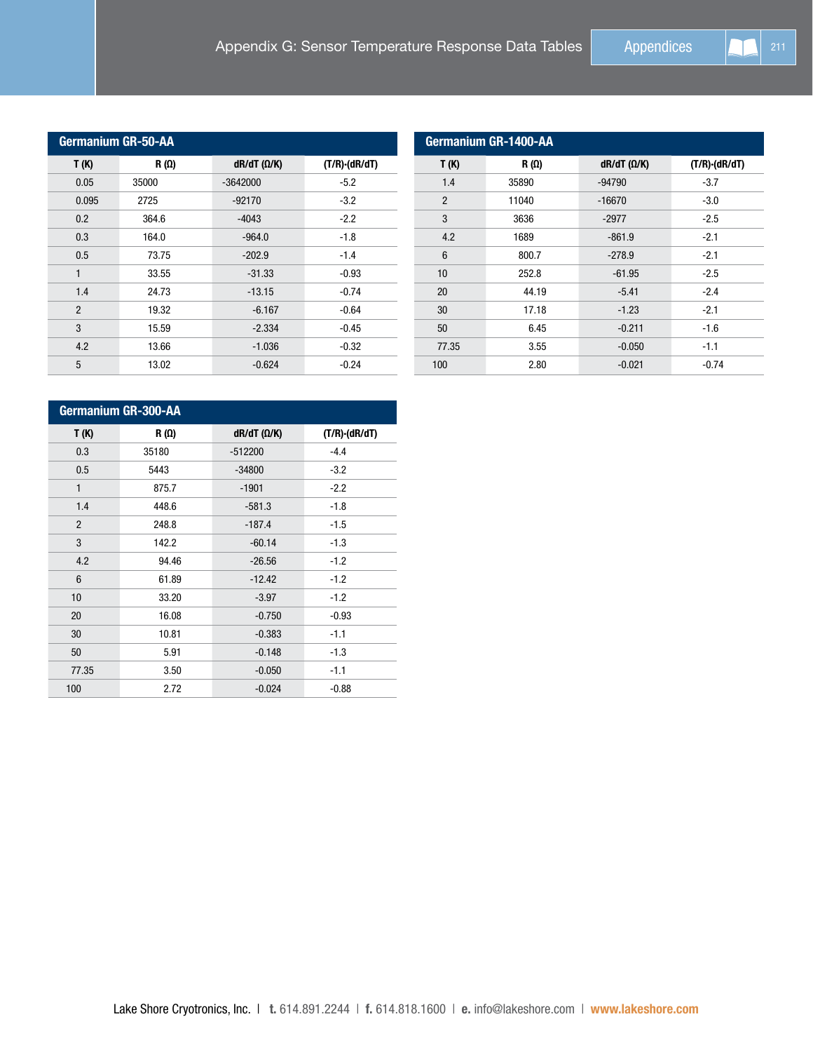### Germanium GR-50-AA

| T (K) | R (Ω) | dR/dT (Ω/K) | (T/R)·(dR/dT) |
|---|---|---|---|
| 0.05 | 35000 | -3642000 | -5.2 |
| 0.095 | 2725 | -92170 | -3.2 |
| 0.2 | 364.6 | -4043 | -2.2 |
| 0.3 | 164.0 | -964.0 | -1.8 |
| 0.5 | 73.75 | -202.9 | -1.4 |
| 1 | 33.55 | -31.33 | -0.93 |
| 1.4 | 24.73 | -13.15 | -0.74 |
| 2 | 19.32 | -6.167 | -0.64 |
| 3 | 15.59 | -2.334 | -0.45 |
| 4.2 | 13.66 | -1.036 | -0.32 |
| 5 | 13.02 | -0.624 | -0.24 |

### Germanium GR-1400-AA

| T (K) | R (Ω) | dR/dT (Ω/K) | (T/R)·(dR/dT) |
|---|---|---|---|
| 1.4 | 35890 | -94790 | -3.7 |
| 2 | 11040 | -16670 | -3.0 |
| 3 | 3636 | -2977 | -2.5 |
| 4.2 | 1689 | -861.9 | -2.1 |
| 6 | 800.7 | -278.9 | -2.1 |
| 10 | 252.8 | -61.95 | -2.5 |
| 20 | 44.19 | -5.41 | -2.4 |
| 30 | 17.18 | -1.23 | -2.1 |
| 50 | 6.45 | -0.211 | -1.6 |
| 77.35 | 3.55 | -0.050 | -1.1 |
| 100 | 2.80 | -0.021 | -0.74 |

### Germanium GR-300-AA

| T (K) | R (Ω) | dR/dT (Ω/K) | (T/R)·(dR/dT) |
|---|---|---|---|
| 0.3 | 35180 | -512200 | -4.4 |
| 0.5 | 5443 | -34800 | -3.2 |
| 1 | 875.7 | -1901 | -2.2 |
| 1.4 | 448.6 | -581.3 | -1.8 |
| 2 | 248.8 | -187.4 | -1.5 |
| 3 | 142.2 | -60.14 | -1.3 |
| 4.2 | 94.46 | -26.56 | -1.2 |
| 6 | 61.89 | -12.42 | -1.2 |
| 10 | 33.20 | -3.97 | -1.2 |
| 20 | 16.08 | -0.750 | -0.93 |
| 30 | 10.81 | -0.383 | -1.1 |
| 50 | 5.91 | -0.148 | -1.3 |
| 77.35 | 3.50 | -0.050 | -1.1 |
| 100 | 2.72 | -0.024 | -0.88 |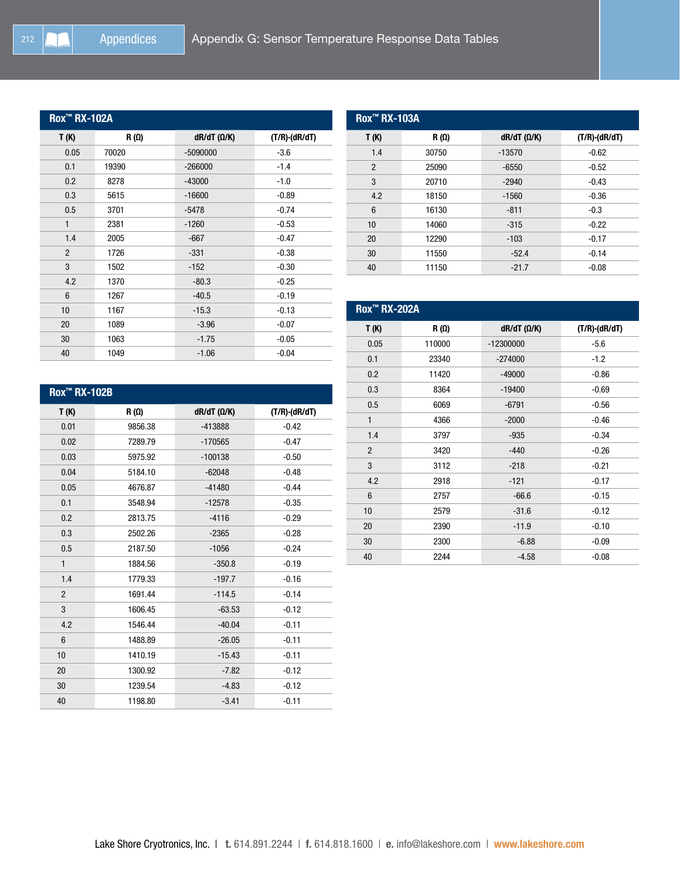# Appendix G: Sensor Temperature Response Data Tables

## Rox™ RX-102A

| T (K) | R (Ω) | dR/dT (Ω/K) | (T/R)·(dR/dT) |
|---|---|---|---|
| 0.05 | 70020 | -5090000 | -3.6 |
| 0.1 | 19390 | -266000 | -1.4 |
| 0.2 | 8278 | -43000 | -1.0 |
| 0.3 | 5615 | -16600 | -0.89 |
| 0.5 | 3701 | -5478 | -0.74 |
| 1 | 2381 | -1260 | -0.53 |
| 1.4 | 2005 | -667 | -0.47 |
| 2 | 1726 | -331 | -0.38 |
| 3 | 1502 | -152 | -0.30 |
| 4.2 | 1370 | -80.3 | -0.25 |
| 6 | 1267 | -40.5 | -0.19 |
| 10 | 1167 | -15.3 | -0.13 |
| 20 | 1089 | -3.96 | -0.07 |
| 30 | 1063 | -1.75 | -0.05 |
| 40 | 1049 | -1.06 | -0.04 |

## Rox™ RX-102B

| T (K) | R (Ω) | dR/dT (Ω/K) | (T/R)·(dR/dT) |
|---|---|---|---|
| 0.01 | 9856.38 | -413888 | -0.42 |
| 0.02 | 7289.79 | -170565 | -0.47 |
| 0.03 | 5975.92 | -100138 | -0.50 |
| 0.04 | 5184.10 | -62048 | -0.48 |
| 0.05 | 4676.87 | -41480 | -0.44 |
| 0.1 | 3548.94 | -12578 | -0.35 |
| 0.2 | 2813.75 | -4116 | -0.29 |
| 0.3 | 2502.26 | -2365 | -0.28 |
| 0.5 | 2187.50 | -1056 | -0.24 |
| 1 | 1884.56 | -350.8 | -0.19 |
| 1.4 | 1779.33 | -197.7 | -0.16 |
| 2 | 1691.44 | -114.5 | -0.14 |
| 3 | 1606.45 | -63.53 | -0.12 |
| 4.2 | 1546.44 | -40.04 | -0.11 |
| 6 | 1488.89 | -26.05 | -0.11 |
| 10 | 1410.19 | -15.43 | -0.11 |
| 20 | 1300.92 | -7.82 | -0.12 |
| 30 | 1239.54 | -4.83 | -0.12 |
| 40 | 1198.80 | -3.41 | -0.11 |

## Rox™ RX-103A

| T (K) | R (Ω) | dR/dT (Ω/K) | (T/R)·(dR/dT) |
|---|---|---|---|
| 1.4 | 30750 | -13570 | -0.62 |
| 2 | 25090 | -6550 | -0.52 |
| 3 | 20710 | -2940 | -0.43 |
| 4.2 | 18150 | -1560 | -0.36 |
| 6 | 16130 | -811 | -0.3 |
| 10 | 14060 | -315 | -0.22 |
| 20 | 12290 | -103 | -0.17 |
| 30 | 11550 | -52.4 | -0.14 |
| 40 | 11150 | -21.7 | -0.08 |

## Rox™ RX-202A

| T (K) | R (Ω) | dR/dT (Ω/K) | (T/R)·(dR/dT) |
|---|---|---|---|
| 0.05 | 110000 | -12300000 | -5.6 |
| 0.1 | 23340 | -274000 | -1.2 |
| 0.2 | 11420 | -49000 | -0.86 |
| 0.3 | 8364 | -19400 | -0.69 |
| 0.5 | 6069 | -6791 | -0.56 |
| 1 | 4366 | -2000 | -0.46 |
| 1.4 | 3797 | -935 | -0.34 |
| 2 | 3420 | -440 | -0.26 |
| 3 | 3112 | -218 | -0.21 |
| 4.2 | 2918 | -121 | -0.17 |
| 6 | 2757 | -66.6 | -0.15 |
| 10 | 2579 | -31.6 | -0.12 |
| 20 | 2390 | -11.9 | -0.10 |
| 30 | 2300 | -6.88 | -0.09 |
| 40 | 2244 | -4.58 | -0.08 |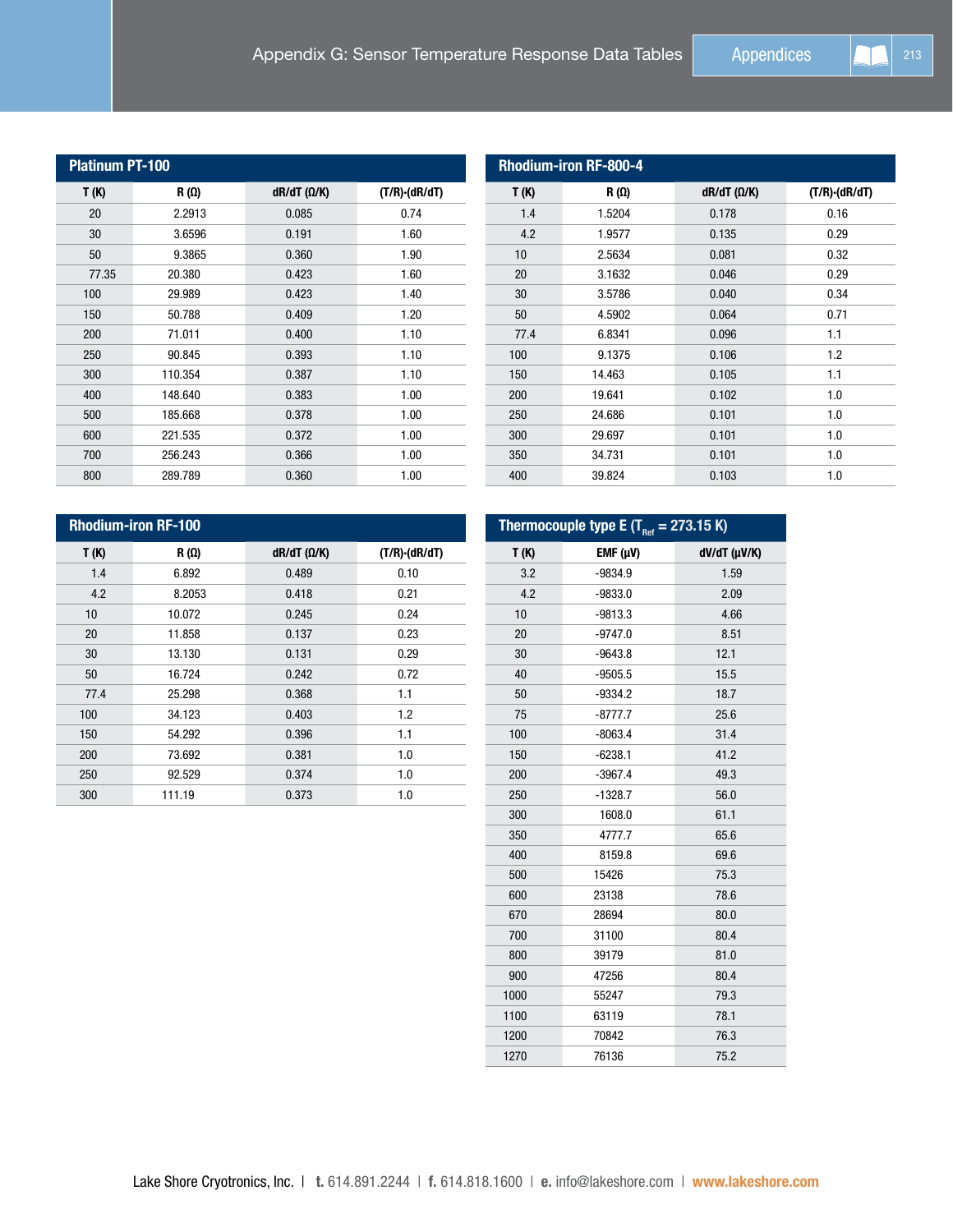## Platinum PT-100

| T (K) | R (Ω) | dR/dT (Ω/K) | (T/R)·(dR/dT) |
|---|---|---|---|
| 20 | 2.2913 | 0.085 | 0.74 |
| 30 | 3.6596 | 0.191 | 1.60 |
| 50 | 9.3865 | 0.360 | 1.90 |
| 77.35 | 20.380 | 0.423 | 1.60 |
| 100 | 29.989 | 0.423 | 1.40 |
| 150 | 50.788 | 0.409 | 1.20 |
| 200 | 71.011 | 0.400 | 1.10 |
| 250 | 90.845 | 0.393 | 1.10 |
| 300 | 110.354 | 0.387 | 1.10 |
| 400 | 148.640 | 0.383 | 1.00 |
| 500 | 185.668 | 0.378 | 1.00 |
| 600 | 221.535 | 0.372 | 1.00 |
| 700 | 256.243 | 0.366 | 1.00 |
| 800 | 289.789 | 0.360 | 1.00 |

## Rhodium-iron RF-800-4

| T (K) | R (Ω) | dR/dT (Ω/K) | (T/R)·(dR/dT) |
|---|---|---|---|
| 1.4 | 1.5204 | 0.178 | 0.16 |
| 4.2 | 1.9577 | 0.135 | 0.29 |
| 10 | 2.5634 | 0.081 | 0.32 |
| 20 | 3.1632 | 0.046 | 0.29 |
| 30 | 3.5786 | 0.040 | 0.34 |
| 50 | 4.5902 | 0.064 | 0.71 |
| 77.4 | 6.8341 | 0.096 | 1.1 |
| 100 | 9.1375 | 0.106 | 1.2 |
| 150 | 14.463 | 0.105 | 1.1 |
| 200 | 19.641 | 0.102 | 1.0 |
| 250 | 24.686 | 0.101 | 1.0 |
| 300 | 29.697 | 0.101 | 1.0 |
| 350 | 34.731 | 0.101 | 1.0 |
| 400 | 39.824 | 0.103 | 1.0 |

## Rhodium-iron RF-100

| T (K) | R (Ω) | dR/dT (Ω/K) | (T/R)·(dR/dT) |
|---|---|---|---|
| 1.4 | 6.892 | 0.489 | 0.10 |
| 4.2 | 8.2053 | 0.418 | 0.21 |
| 10 | 10.072 | 0.245 | 0.24 |
| 20 | 11.858 | 0.137 | 0.23 |
| 30 | 13.130 | 0.131 | 0.29 |
| 50 | 16.724 | 0.242 | 0.72 |
| 77.4 | 25.298 | 0.368 | 1.1 |
| 100 | 34.123 | 0.403 | 1.2 |
| 150 | 54.292 | 0.396 | 1.1 |
| 200 | 73.692 | 0.381 | 1.0 |
| 250 | 92.529 | 0.374 | 1.0 |
| 300 | 111.19 | 0.373 | 1.0 |

## Thermocouple type E ($T_{Ref}$ = 273.15 K)

| T (K) | EMF (µV) | dV/dT (µV/K) |
|---|---|---|
| 3.2 | -9834.9 | 1.59 |
| 4.2 | -9833.0 | 2.09 |
| 10 | -9813.3 | 4.66 |
| 20 | -9747.0 | 8.51 |
| 30 | -9643.8 | 12.1 |
| 40 | -9505.5 | 15.5 |
| 50 | -9334.2 | 18.7 |
| 75 | -8777.7 | 25.6 |
| 100 | -8063.4 | 31.4 |
| 150 | -6238.1 | 41.2 |
| 200 | -3967.4 | 49.3 |
| 250 | -1328.7 | 56.0 |
| 300 | 1608.0 | 61.1 |
| 350 | 4777.7 | 65.6 |
| 400 | 8159.8 | 69.6 |
| 500 | 15426 | 75.3 |
| 600 | 23138 | 78.6 |
| 670 | 28694 | 80.0 |
| 700 | 31100 | 80.4 |
| 800 | 39179 | 81.0 |
| 900 | 47256 | 80.4 |
| 1000 | 55247 | 79.3 |
| 1100 | 63119 | 78.1 |
| 1200 | 70842 | 76.3 |
| 1270 | 76136 | 75.2 |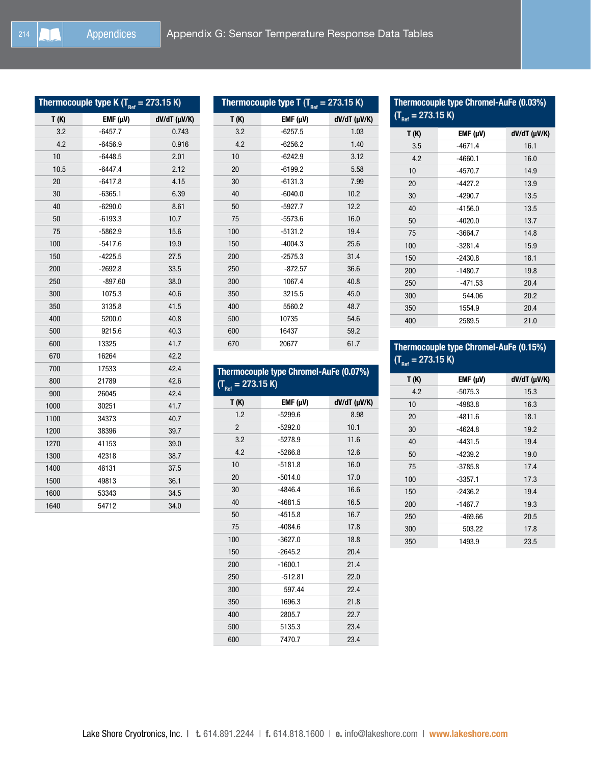## Appendix G: Sensor Temperature Response Data Tables

### Thermocouple type K ($T_{Ref}$ = 273.15 K)

| T (K) | EMF (µV) | dV/dT (µV/K) |
|---|---|---|
| 3.2 | -6457.7 | 0.743 |
| 4.2 | -6456.9 | 0.916 |
| 10 | -6448.5 | 2.01 |
| 10.5 | -6447.4 | 2.12 |
| 20 | -6417.8 | 4.15 |
| 30 | -6365.1 | 6.39 |
| 40 | -6290.0 | 8.61 |
| 50 | -6193.3 | 10.7 |
| 75 | -5862.9 | 15.6 |
| 100 | -5417.6 | 19.9 |
| 150 | -4225.5 | 27.5 |
| 200 | -2692.8 | 33.5 |
| 250 | -897.60 | 38.0 |
| 300 | 1075.3 | 40.6 |
| 350 | 3135.8 | 41.5 |
| 400 | 5200.0 | 40.8 |
| 500 | 9215.6 | 40.3 |
| 600 | 13325 | 41.7 |
| 670 | 16264 | 42.2 |
| 700 | 17533 | 42.4 |
| 800 | 21789 | 42.6 |
| 900 | 26045 | 42.4 |
| 1000 | 30251 | 41.7 |
| 1100 | 34373 | 40.7 |
| 1200 | 38396 | 39.7 |
| 1270 | 41153 | 39.0 |
| 1300 | 42318 | 38.7 |
| 1400 | 46131 | 37.5 |
| 1500 | 49813 | 36.1 |
| 1600 | 53343 | 34.5 |
| 1640 | 54712 | 34.0 |

### Thermocouple type T ($T_{Ref}$ = 273.15 K)

| T (K) | EMF (µV) | dV/dT (µV/K) |
|---|---|---|
| 3.2 | -6257.5 | 1.03 |
| 4.2 | -6256.2 | 1.40 |
| 10 | -6242.9 | 3.12 |
| 20 | -6199.2 | 5.58 |
| 30 | -6131.3 | 7.99 |
| 40 | -6040.0 | 10.2 |
| 50 | -5927.7 | 12.2 |
| 75 | -5573.6 | 16.0 |
| 100 | -5131.2 | 19.4 |
| 150 | -4004.3 | 25.6 |
| 200 | -2575.3 | 31.4 |
| 250 | -872.57 | 36.6 |
| 300 | 1067.4 | 40.8 |
| 350 | 3215.5 | 45.0 |
| 400 | 5560.2 | 48.7 |
| 500 | 10735 | 54.6 |
| 600 | 16437 | 59.2 |
| 670 | 20677 | 61.7 |

### Thermocouple type Chromel-AuFe (0.07%) ($T_{Ref}$ = 273.15 K)

| T (K) | EMF (µV) | dV/dT (µV/K) |
|---|---|---|
| 1.2 | -5299.6 | 8.98 |
| 2 | -5292.0 | 10.1 |
| 3.2 | -5278.9 | 11.6 |
| 4.2 | -5266.8 | 12.6 |
| 10 | -5181.8 | 16.0 |
| 20 | -5014.0 | 17.0 |
| 30 | -4846.4 | 16.6 |
| 40 | -4681.5 | 16.5 |
| 50 | -4515.8 | 16.7 |
| 75 | -4084.6 | 17.8 |
| 100 | -3627.0 | 18.8 |
| 150 | -2645.2 | 20.4 |
| 200 | -1600.1 | 21.4 |
| 250 | -512.81 | 22.0 |
| 300 | 597.44 | 22.4 |
| 350 | 1696.3 | 21.8 |
| 400 | 2805.7 | 22.7 |
| 500 | 5135.3 | 23.4 |
| 600 | 7470.7 | 23.4 |

### Thermocouple type Chromel-AuFe (0.03%) ($T_{Ref}$ = 273.15 K)

| T (K) | EMF (µV) | dV/dT (µV/K) |
|---|---|---|
| 3.5 | -4671.4 | 16.1 |
| 4.2 | -4660.1 | 16.0 |
| 10 | -4570.7 | 14.9 |
| 20 | -4427.2 | 13.9 |
| 30 | -4290.7 | 13.5 |
| 40 | -4156.0 | 13.5 |
| 50 | -4020.0 | 13.7 |
| 75 | -3664.7 | 14.8 |
| 100 | -3281.4 | 15.9 |
| 150 | -2430.8 | 18.1 |
| 200 | -1480.7 | 19.8 |
| 250 | -471.53 | 20.4 |
| 300 | 544.06 | 20.2 |
| 350 | 1554.9 | 20.4 |
| 400 | 2589.5 | 21.0 |

### Thermocouple type Chromel-AuFe (0.15%) ($T_{Ref}$ = 273.15 K)

| T (K) | EMF (µV) | dV/dT (µV/K) |
|---|---|---|
| 4.2 | -5075.3 | 15.3 |
| 10 | -4983.8 | 16.3 |
| 20 | -4811.6 | 18.1 |
| 30 | -4624.8 | 19.2 |
| 40 | -4431.5 | 19.4 |
| 50 | -4239.2 | 19.0 |
| 75 | -3785.8 | 17.4 |
| 100 | -3357.1 | 17.3 |
| 150 | -2436.2 | 19.4 |
| 200 | -1467.7 | 19.3 |
| 250 | -469.66 | 20.5 |
| 300 | 503.22 | 17.8 |
| 350 | 1493.9 | 23.5 |